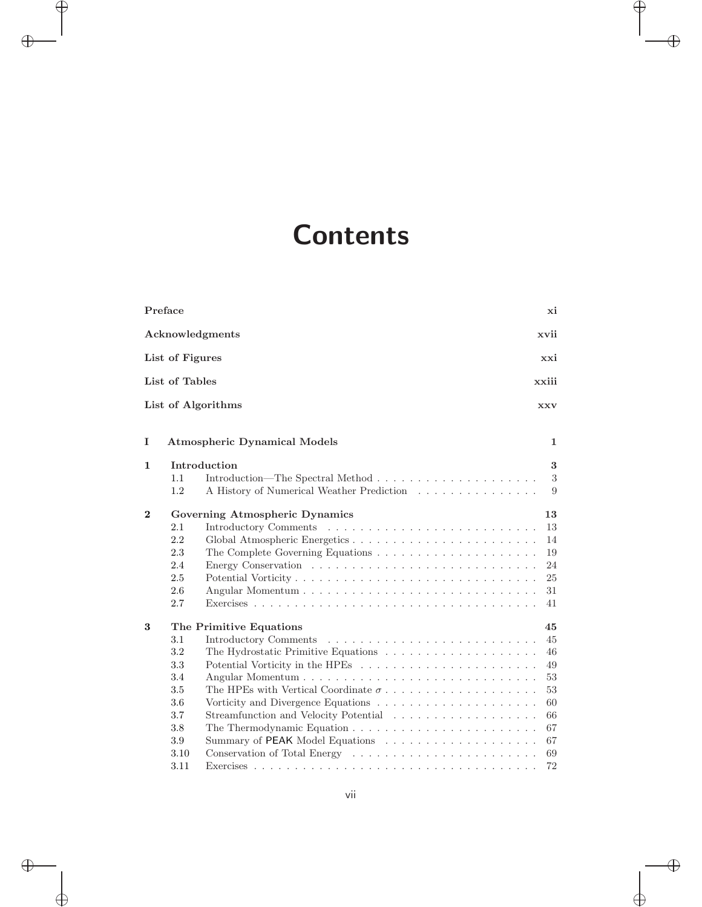# Contents

| | | |
|---|---|---|
| **Preface** | | **xi** |
| **Acknowledgments** | | **xvii** |
| **List of Figures** | | **xxi** |
| **List of Tables** | | **xxiii** |
| **List of Algorithms** | | **xxv** |
| **I** | **Atmospheric Dynamical Models** | **1** |
| **1** | **Introduction** | **3** |
| 1.1 | Introduction—The Spectral Method | 3 |
| 1.2 | A History of Numerical Weather Prediction | 9 |
| **2** | **Governing Atmospheric Dynamics** | **13** |
| 2.1 | Introductory Comments | 13 |
| 2.2 | Global Atmospheric Energetics | 14 |
| 2.3 | The Complete Governing Equations | 19 |
| 2.4 | Energy Conservation | 24 |
| 2.5 | Potential Vorticity | 25 |
| 2.6 | Angular Momentum | 31 |
| 2.7 | Exercises | 41 |
| **3** | **The Primitive Equations** | **45** |
| 3.1 | Introductory Comments | 45 |
| 3.2 | The Hydrostatic Primitive Equations | 46 |
| 3.3 | Potential Vorticity in the HPEs | 49 |
| 3.4 | Angular Momentum | 53 |
| 3.5 | The HPEs with Vertical Coordinate $\sigma$ | 53 |
| 3.6 | Vorticity and Divergence Equations | 60 |
| 3.7 | Streamfunction and Velocity Potential | 66 |
| 3.8 | The Thermodynamic Equation | 67 |
| 3.9 | Summary of PEAK Model Equations | 67 |
| 3.10 | Conservation of Total Energy | 69 |
| 3.11 | Exercises | 72 |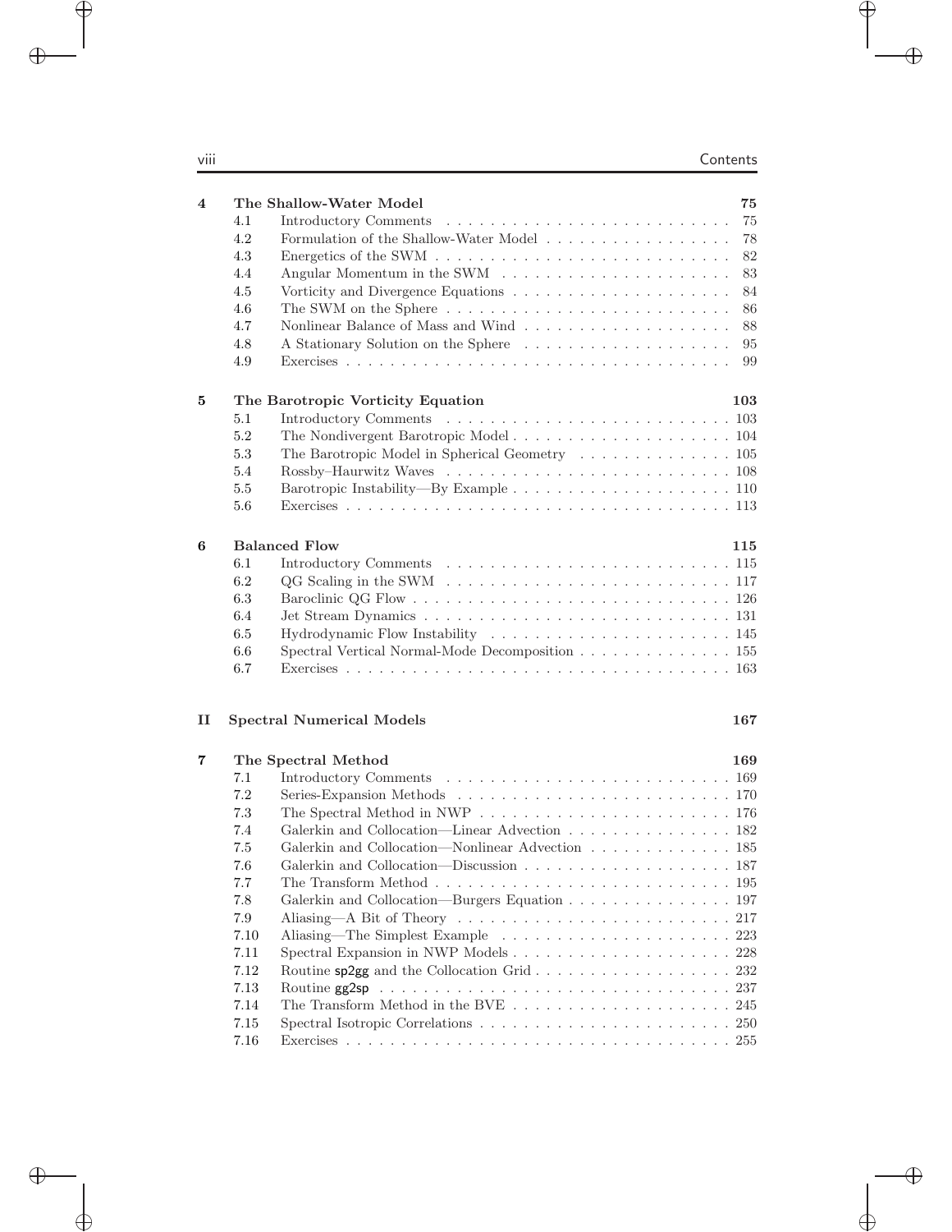**4 The Shallow-Water Model** **75**

- 4.1 Introductory Comments . . . 75
- 4.2 Formulation of the Shallow-Water Model . . . 78
- 4.3 Energetics of the SWM . . . 82
- 4.4 Angular Momentum in the SWM . . . 83
- 4.5 Vorticity and Divergence Equations . . . 84
- 4.6 The SWM on the Sphere . . . 86
- 4.7 Nonlinear Balance of Mass and Wind . . . 88
- 4.8 A Stationary Solution on the Sphere . . . 95
- 4.9 Exercises . . . 99

**5 The Barotropic Vorticity Equation** **103**

- 5.1 Introductory Comments . . . 103
- 5.2 The Nondivergent Barotropic Model . . . 104
- 5.3 The Barotropic Model in Spherical Geometry . . . 105
- 5.4 Rossby–Haurwitz Waves . . . 108
- 5.5 Barotropic Instability—By Example . . . 110
- 5.6 Exercises . . . 113

**6 Balanced Flow** **115**

- 6.1 Introductory Comments . . . 115
- 6.2 QG Scaling in the SWM . . . 117
- 6.3 Baroclinic QG Flow . . . 126
- 6.4 Jet Stream Dynamics . . . 131
- 6.5 Hydrodynamic Flow Instability . . . 145
- 6.6 Spectral Vertical Normal-Mode Decomposition . . . 155
- 6.7 Exercises . . . 163

**II Spectral Numerical Models** **167**

**7 The Spectral Method** **169**

- 7.1 Introductory Comments . . . 169
- 7.2 Series-Expansion Methods . . . 170
- 7.3 The Spectral Method in NWP . . . 176
- 7.4 Galerkin and Collocation—Linear Advection . . . 182
- 7.5 Galerkin and Collocation—Nonlinear Advection . . . 185
- 7.6 Galerkin and Collocation—Discussion . . . 187
- 7.7 The Transform Method . . . 195
- 7.8 Galerkin and Collocation—Burgers Equation . . . 197
- 7.9 Aliasing—A Bit of Theory . . . 217
- 7.10 Aliasing—The Simplest Example . . . 223
- 7.11 Spectral Expansion in NWP Models . . . 228
- 7.12 Routine sp2gg and the Collocation Grid . . . 232
- 7.13 Routine gg2sp . . . 237
- 7.14 The Transform Method in the BVE . . . 245
- 7.15 Spectral Isotropic Correlations . . . 250
- 7.16 Exercises . . . 255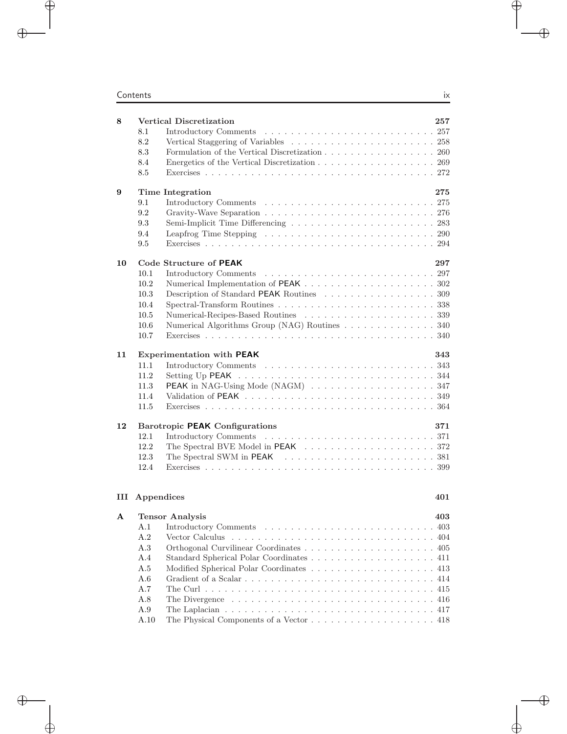| | | |
|---|---|---|
| **8** | **Vertical Discretization** | **257** |
| 8.1 | Introductory Comments | 257 |
| 8.2 | Vertical Staggering of Variables | 258 |
| 8.3 | Formulation of the Vertical Discretization | 260 |
| 8.4 | Energetics of the Vertical Discretization | 269 |
| 8.5 | Exercises | 272 |
| **9** | **Time Integration** | **275** |
| 9.1 | Introductory Comments | 275 |
| 9.2 | Gravity-Wave Separation | 276 |
| 9.3 | Semi-Implicit Time Differencing | 283 |
| 9.4 | Leapfrog Time Stepping | 290 |
| 9.5 | Exercises | 294 |
| **10** | **Code Structure of PEAK** | **297** |
| 10.1 | Introductory Comments | 297 |
| 10.2 | Numerical Implementation of PEAK | 302 |
| 10.3 | Description of Standard PEAK Routines | 309 |
| 10.4 | Spectral-Transform Routines | 338 |
| 10.5 | Numerical-Recipes-Based Routines | 339 |
| 10.6 | Numerical Algorithms Group (NAG) Routines | 340 |
| 10.7 | Exercises | 340 |
| **11** | **Experimentation with PEAK** | **343** |
| 11.1 | Introductory Comments | 343 |
| 11.2 | Setting Up PEAK | 344 |
| 11.3 | PEAK in NAG-Using Mode (NAGM) | 347 |
| 11.4 | Validation of PEAK | 349 |
| 11.5 | Exercises | 364 |
| **12** | **Barotropic PEAK Configurations** | **371** |
| 12.1 | Introductory Comments | 371 |
| 12.2 | The Spectral BVE Model in PEAK | 372 |
| 12.3 | The Spectral SWM in PEAK | 381 |
| 12.4 | Exercises | 399 |
| **III** | **Appendices** | **401** |
| **A** | **Tensor Analysis** | **403** |
| A.1 | Introductory Comments | 403 |
| A.2 | Vector Calculus | 404 |
| A.3 | Orthogonal Curvilinear Coordinates | 405 |
| A.4 | Standard Spherical Polar Coordinates | 411 |
| A.5 | Modified Spherical Polar Coordinates | 413 |
| A.6 | Gradient of a Scalar | 414 |
| A.7 | The Curl | 415 |
| A.8 | The Divergence | 416 |
| A.9 | The Laplacian | 417 |
| A.10 | The Physical Components of a Vector | 418 |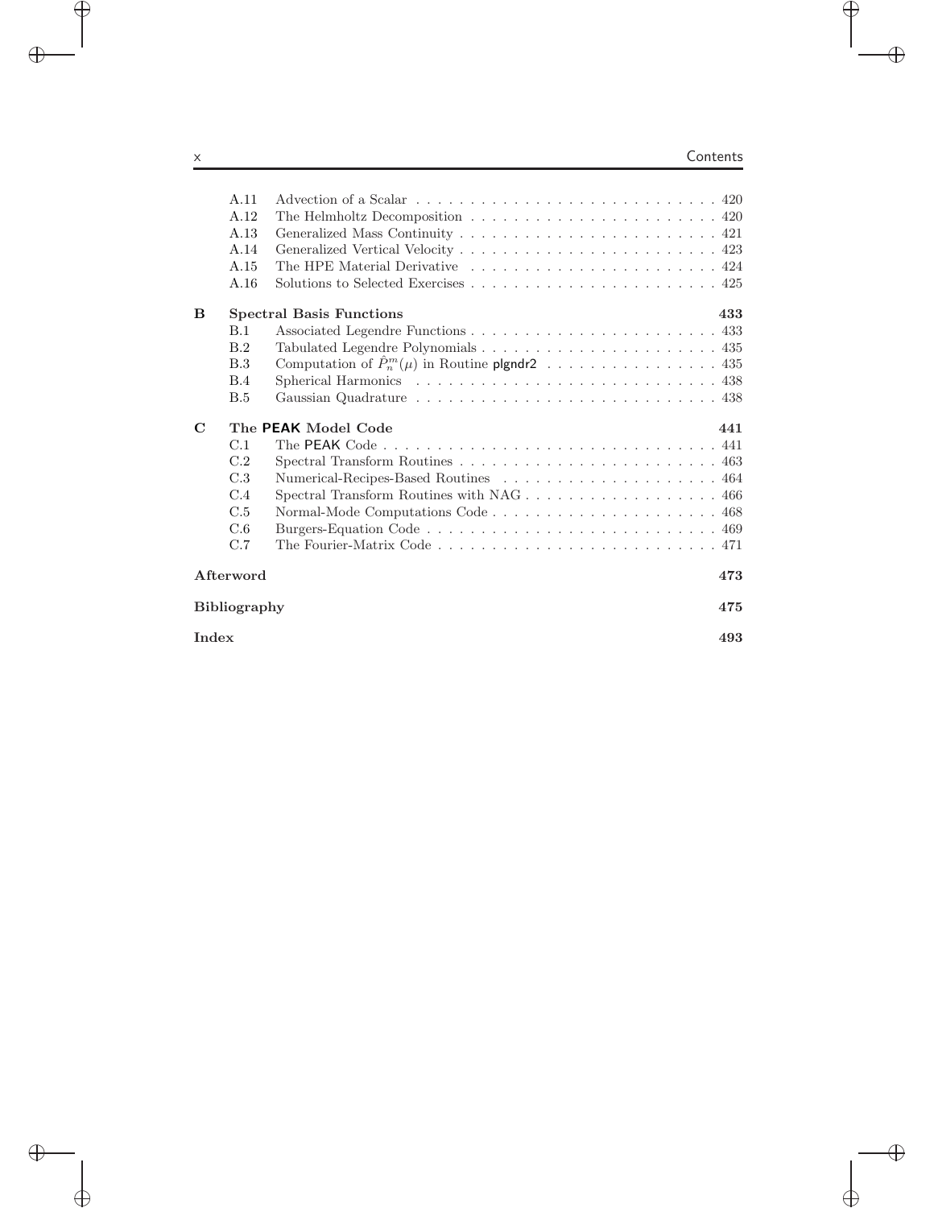A.11 Advection of a Scalar . . . . . . . . . . . . . . . . . . . . . . . . . . . . . 420
A.12 The Helmholtz Decomposition . . . . . . . . . . . . . . . . . . . . . . . 420
A.13 Generalized Mass Continuity . . . . . . . . . . . . . . . . . . . . . . . . 421
A.14 Generalized Vertical Velocity . . . . . . . . . . . . . . . . . . . . . . . . 423
A.15 The HPE Material Derivative . . . . . . . . . . . . . . . . . . . . . . . 424
A.16 Solutions to Selected Exercises . . . . . . . . . . . . . . . . . . . . . . . 425

**B Spectral Basis Functions** **433**

B.1 Associated Legendre Functions . . . . . . . . . . . . . . . . . . . . . . . 433
B.2 Tabulated Legendre Polynomials . . . . . . . . . . . . . . . . . . . . . . 435
B.3 Computation of $\hat{P}_n^m(\mu)$ in Routine plgndr2 . . . . . . . . . . . . . . . . 435
B.4 Spherical Harmonics . . . . . . . . . . . . . . . . . . . . . . . . . . . . 438
B.5 Gaussian Quadrature . . . . . . . . . . . . . . . . . . . . . . . . . . . . 438

**C The PEAK Model Code** **441**

C.1 The PEAK Code . . . . . . . . . . . . . . . . . . . . . . . . . . . . . . . 441
C.2 Spectral Transform Routines . . . . . . . . . . . . . . . . . . . . . . . . 463
C.3 Numerical-Recipes-Based Routines . . . . . . . . . . . . . . . . . . . . 464
C.4 Spectral Transform Routines with NAG . . . . . . . . . . . . . . . . . . 466
C.5 Normal-Mode Computations Code . . . . . . . . . . . . . . . . . . . . . 468
C.6 Burgers-Equation Code . . . . . . . . . . . . . . . . . . . . . . . . . . . 469
C.7 The Fourier-Matrix Code . . . . . . . . . . . . . . . . . . . . . . . . . . 471

**Afterword** **473**

**Bibliography** **475**

**Index** **493**